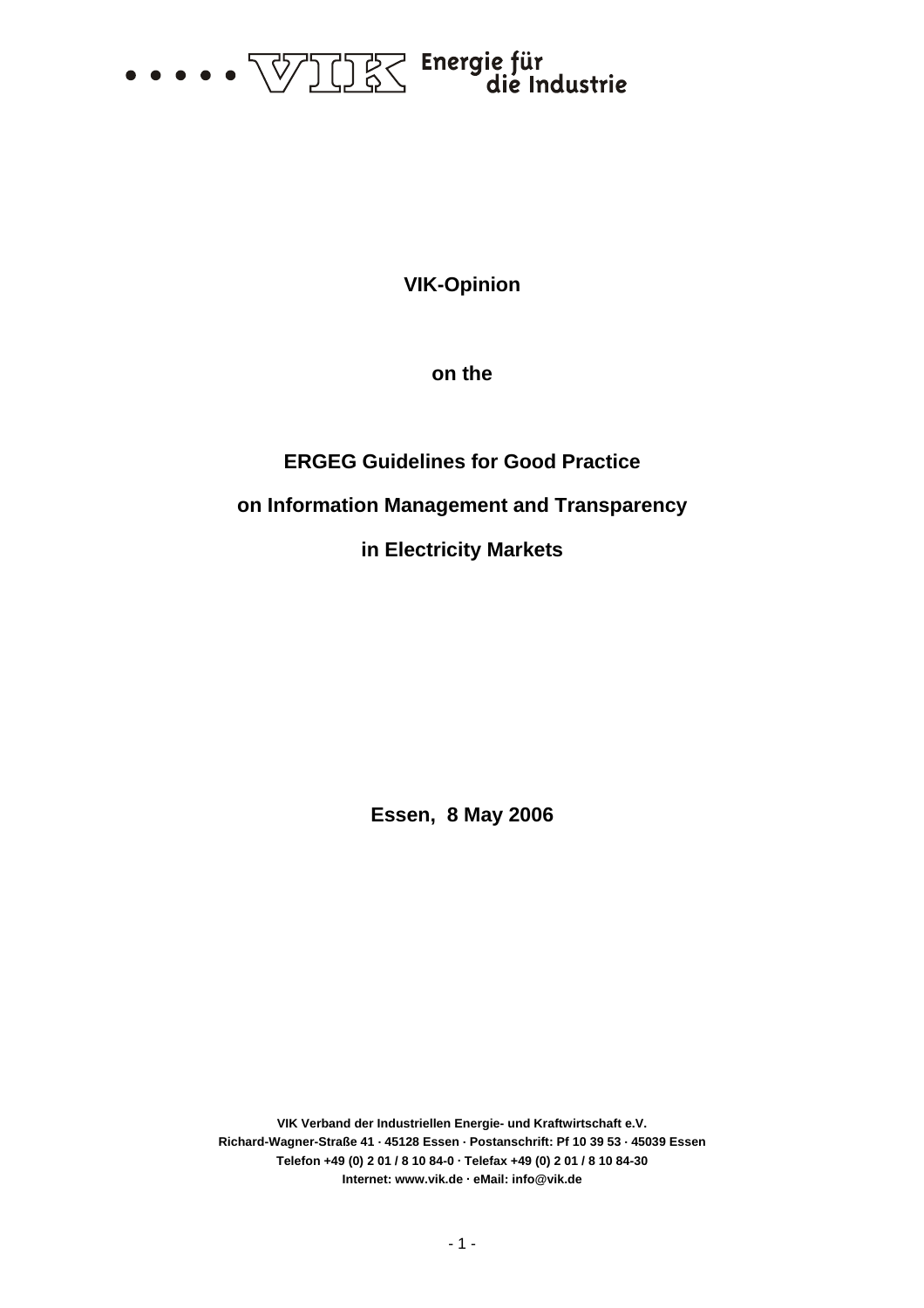VIK Energie für die Industrie

**VIK-Opinion**

**on the**

# ERGEG Guidelines for Good Practice on Information Management and Transparency in Electricity Markets

**Essen, 8 May 2006**

**VIK Verband der Industriellen Energie- und Kraftwirtschaft e.V.**
**Richard-Wagner-Straße 41 · 45128 Essen · Postanschrift: Pf 10 39 53 · 45039 Essen**
**Telefon +49 (0) 2 01 / 8 10 84-0 · Telefax +49 (0) 2 01 / 8 10 84-30**
**Internet: www.vik.de · eMail: info@vik.de**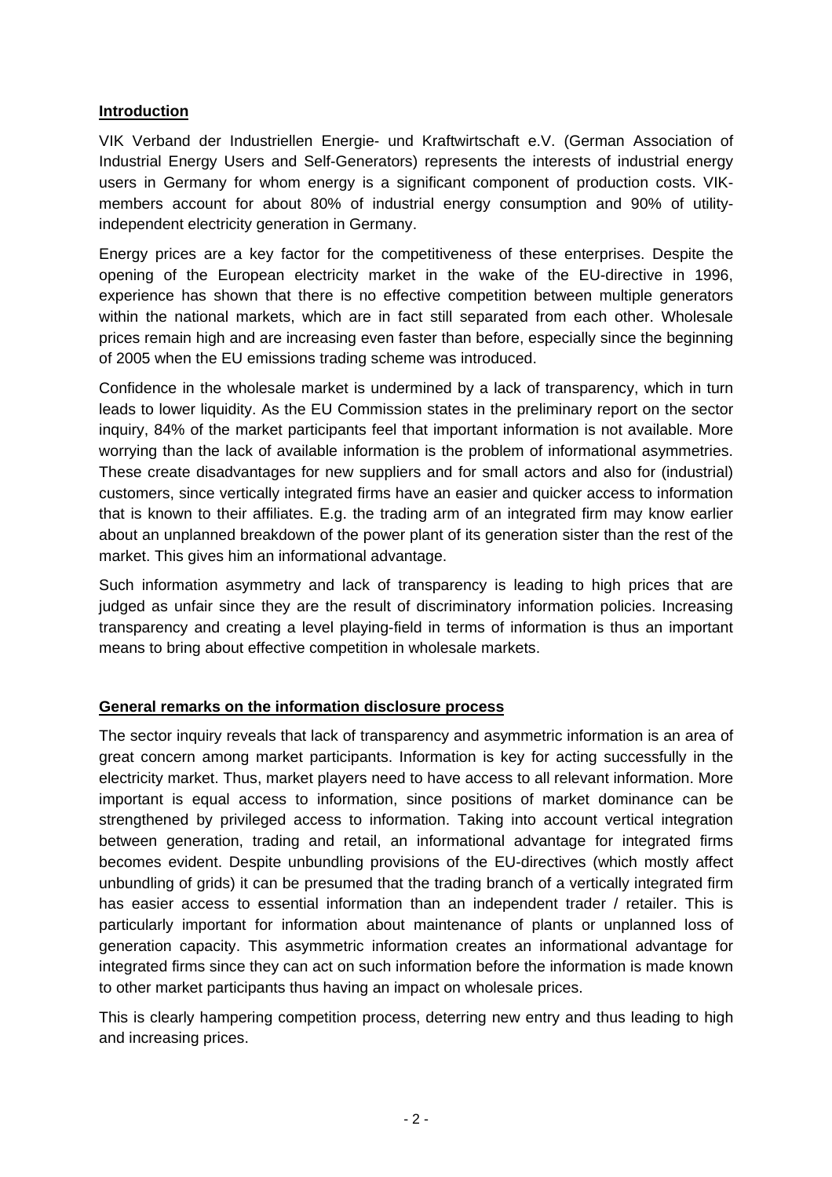## Introduction

VIK Verband der Industriellen Energie- und Kraftwirtschaft e.V. (German Association of Industrial Energy Users and Self-Generators) represents the interests of industrial energy users in Germany for whom energy is a significant component of production costs. VIK-members account for about 80% of industrial energy consumption and 90% of utility-independent electricity generation in Germany.

Energy prices are a key factor for the competitiveness of these enterprises. Despite the opening of the European electricity market in the wake of the EU-directive in 1996, experience has shown that there is no effective competition between multiple generators within the national markets, which are in fact still separated from each other. Wholesale prices remain high and are increasing even faster than before, especially since the beginning of 2005 when the EU emissions trading scheme was introduced.

Confidence in the wholesale market is undermined by a lack of transparency, which in turn leads to lower liquidity. As the EU Commission states in the preliminary report on the sector inquiry, 84% of the market participants feel that important information is not available. More worrying than the lack of available information is the problem of informational asymmetries. These create disadvantages for new suppliers and for small actors and also for (industrial) customers, since vertically integrated firms have an easier and quicker access to information that is known to their affiliates. E.g. the trading arm of an integrated firm may know earlier about an unplanned breakdown of the power plant of its generation sister than the rest of the market. This gives him an informational advantage.

Such information asymmetry and lack of transparency is leading to high prices that are judged as unfair since they are the result of discriminatory information policies. Increasing transparency and creating a level playing-field in terms of information is thus an important means to bring about effective competition in wholesale markets.

## General remarks on the information disclosure process

The sector inquiry reveals that lack of transparency and asymmetric information is an area of great concern among market participants. Information is key for acting successfully in the electricity market. Thus, market players need to have access to all relevant information. More important is equal access to information, since positions of market dominance can be strengthened by privileged access to information. Taking into account vertical integration between generation, trading and retail, an informational advantage for integrated firms becomes evident. Despite unbundling provisions of the EU-directives (which mostly affect unbundling of grids) it can be presumed that the trading branch of a vertically integrated firm has easier access to essential information than an independent trader / retailer. This is particularly important for information about maintenance of plants or unplanned loss of generation capacity. This asymmetric information creates an informational advantage for integrated firms since they can act on such information before the information is made known to other market participants thus having an impact on wholesale prices.

This is clearly hampering competition process, deterring new entry and thus leading to high and increasing prices.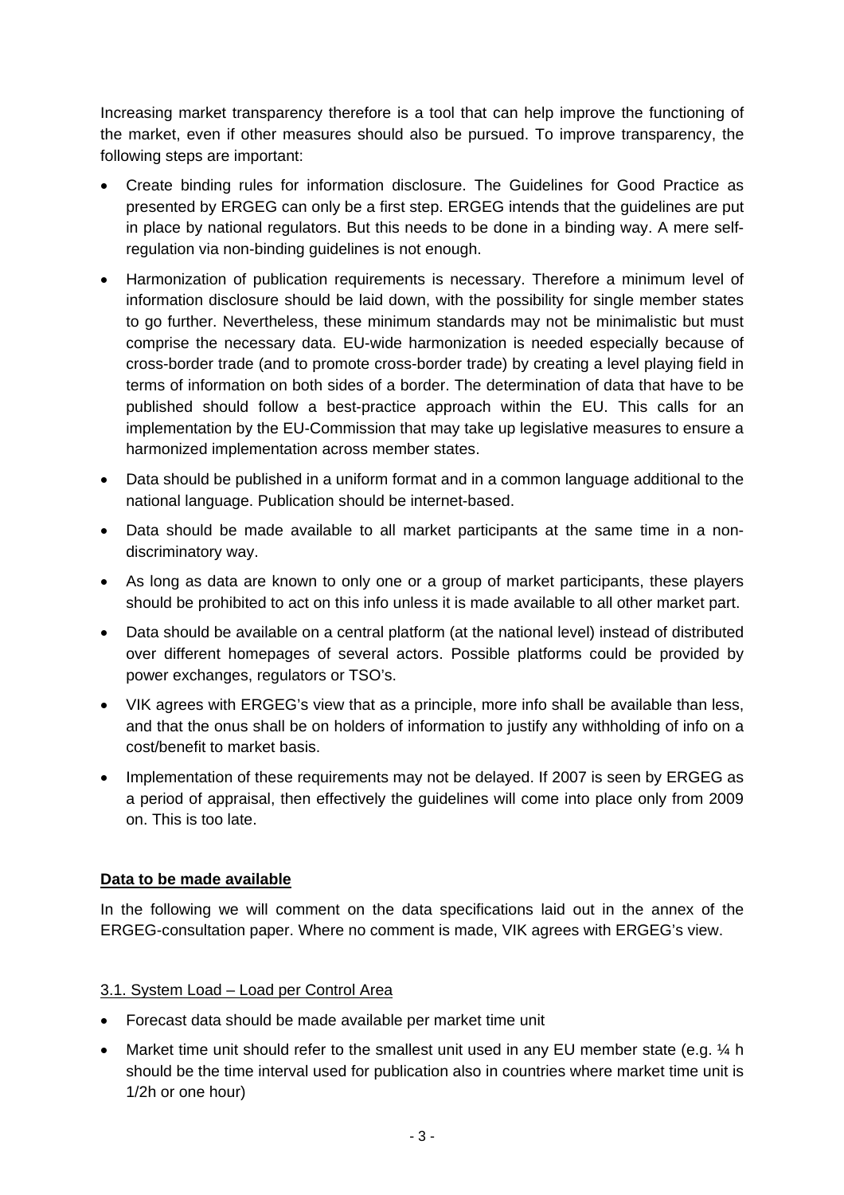Increasing market transparency therefore is a tool that can help improve the functioning of the market, even if other measures should also be pursued. To improve transparency, the following steps are important:

- Create binding rules for information disclosure. The Guidelines for Good Practice as presented by ERGEG can only be a first step. ERGEG intends that the guidelines are put in place by national regulators. But this needs to be done in a binding way. A mere self-regulation via non-binding guidelines is not enough.
- Harmonization of publication requirements is necessary. Therefore a minimum level of information disclosure should be laid down, with the possibility for single member states to go further. Nevertheless, these minimum standards may not be minimalistic but must comprise the necessary data. EU-wide harmonization is needed especially because of cross-border trade (and to promote cross-border trade) by creating a level playing field in terms of information on both sides of a border. The determination of data that have to be published should follow a best-practice approach within the EU. This calls for an implementation by the EU-Commission that may take up legislative measures to ensure a harmonized implementation across member states.
- Data should be published in a uniform format and in a common language additional to the national language. Publication should be internet-based.
- Data should be made available to all market participants at the same time in a non-discriminatory way.
- As long as data are known to only one or a group of market participants, these players should be prohibited to act on this info unless it is made available to all other market part.
- Data should be available on a central platform (at the national level) instead of distributed over different homepages of several actors. Possible platforms could be provided by power exchanges, regulators or TSO's.
- VIK agrees with ERGEG's view that as a principle, more info shall be available than less, and that the onus shall be on holders of information to justify any withholding of info on a cost/benefit to market basis.
- Implementation of these requirements may not be delayed. If 2007 is seen by ERGEG as a period of appraisal, then effectively the guidelines will come into place only from 2009 on. This is too late.

## Data to be made available

In the following we will comment on the data specifications laid out in the annex of the ERGEG-consultation paper. Where no comment is made, VIK agrees with ERGEG's view.

### 3.1. System Load – Load per Control Area

- Forecast data should be made available per market time unit
- Market time unit should refer to the smallest unit used in any EU member state (e.g. ¼ h should be the time interval used for publication also in countries where market time unit is 1/2h or one hour)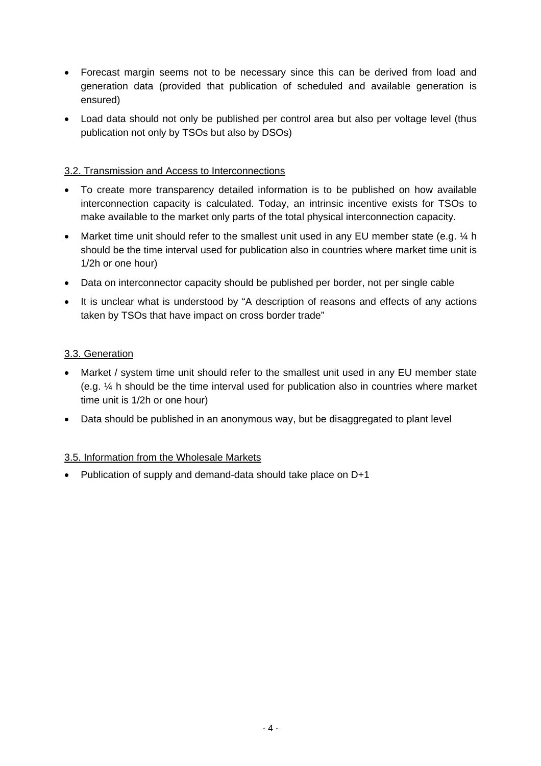- Forecast margin seems not to be necessary since this can be derived from load and generation data (provided that publication of scheduled and available generation is ensured)
- Load data should not only be published per control area but also per voltage level (thus publication not only by TSOs but also by DSOs)

3.2. Transmission and Access to Interconnections

- To create more transparency detailed information is to be published on how available interconnection capacity is calculated. Today, an intrinsic incentive exists for TSOs to make available to the market only parts of the total physical interconnection capacity.
- Market time unit should refer to the smallest unit used in any EU member state (e.g. ¼ h should be the time interval used for publication also in countries where market time unit is 1/2h or one hour)
- Data on interconnector capacity should be published per border, not per single cable
- It is unclear what is understood by "A description of reasons and effects of any actions taken by TSOs that have impact on cross border trade"

3.3. Generation

- Market / system time unit should refer to the smallest unit used in any EU member state (e.g. ¼ h should be the time interval used for publication also in countries where market time unit is 1/2h or one hour)
- Data should be published in an anonymous way, but be disaggregated to plant level

3.5. Information from the Wholesale Markets

- Publication of supply and demand-data should take place on D+1